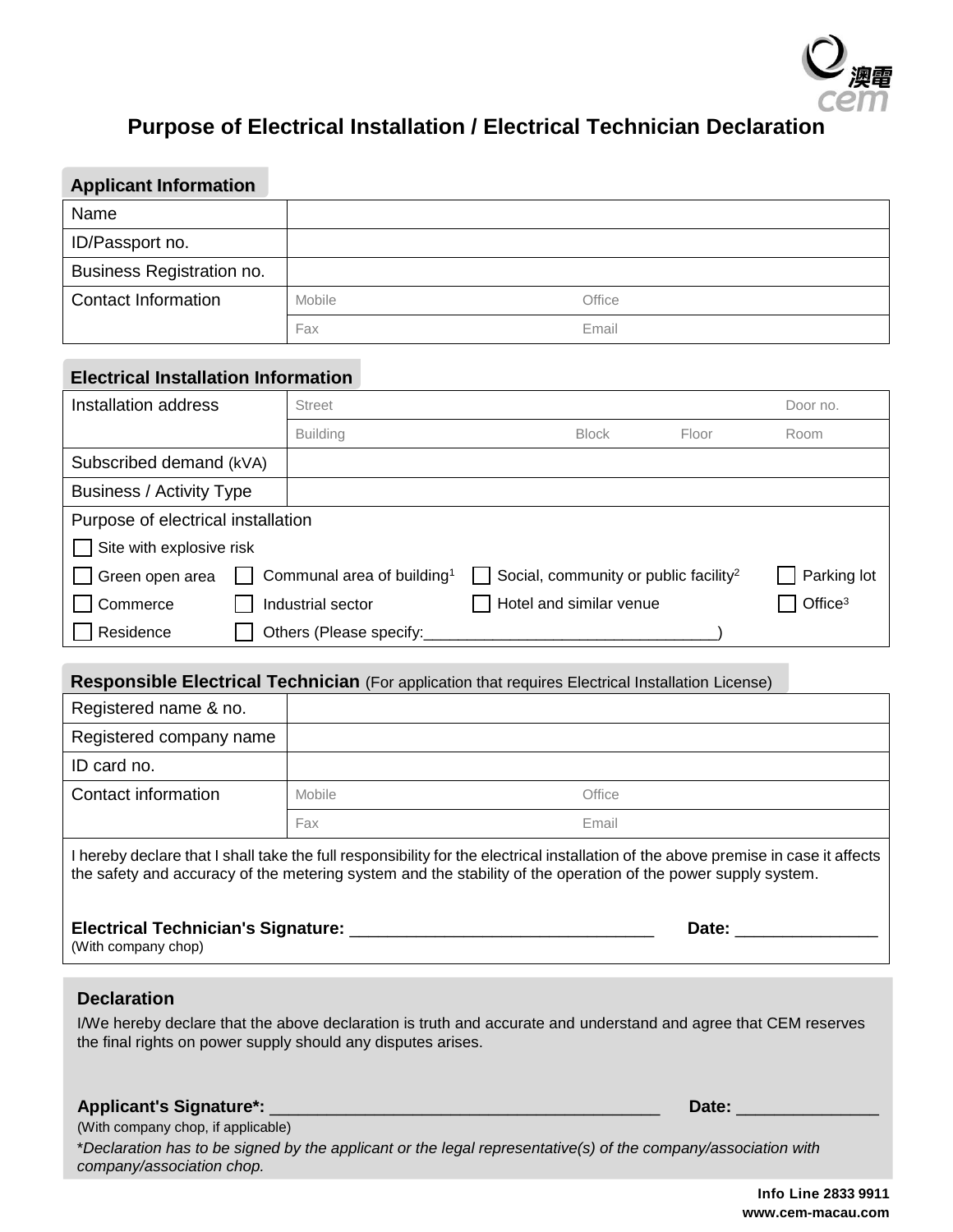澳電 cem

# Purpose of Electrical Installation / Electrical Technician Declaration

## Applicant Information

| Name | | |
|---|---|---|
| ID/Passport no. | | |
| Business Registration no. | | |
| Contact Information | Mobile | Office |
| | Fax | Email |

## Electrical Installation Information

| Installation address | Street | | | Door no. |
|---|---|---|---|---|
| | Building | Block | Floor | Room |
| Subscribed demand (kVA) | | | | |
| Business / Activity Type | | | | |

Purpose of electrical installation

☐ Site with explosive risk

☐ Green open area ☐ Communal area of building[1] ☐ Social, community or public facility[2] ☐ Parking lot

☐ Commerce ☐ Industrial sector ☐ Hotel and similar venue ☐ Office[3]

☐ Residence ☐ Others (Please specify:________________________________)

## Responsible Electrical Technician (For application that requires Electrical Installation License)

| Registered name & no. | | |
|---|---|---|
| Registered company name | | |
| ID card no. | | |
| Contact information | Mobile | Office |
| | Fax | Email |

I hereby declare that I shall take the full responsibility for the electrical installation of the above premise in case it affects the safety and accuracy of the metering system and the stability of the operation of the power supply system.

**Electrical Technician's Signature:** ________________________________ **Date:** _______________
(With company chop)

## Declaration

I/We hereby declare that the above declaration is truth and accurate and understand and agree that CEM reserves the final rights on power supply should any disputes arises.

**Applicant's Signature*:** ________________________________________ **Date:** _______________
(With company chop, if applicable)

**Declaration has to be signed by the applicant or the legal representative(s) of the company/association with company/association chop.*

**Info Line 2833 9911**
**www.cem-macau.com**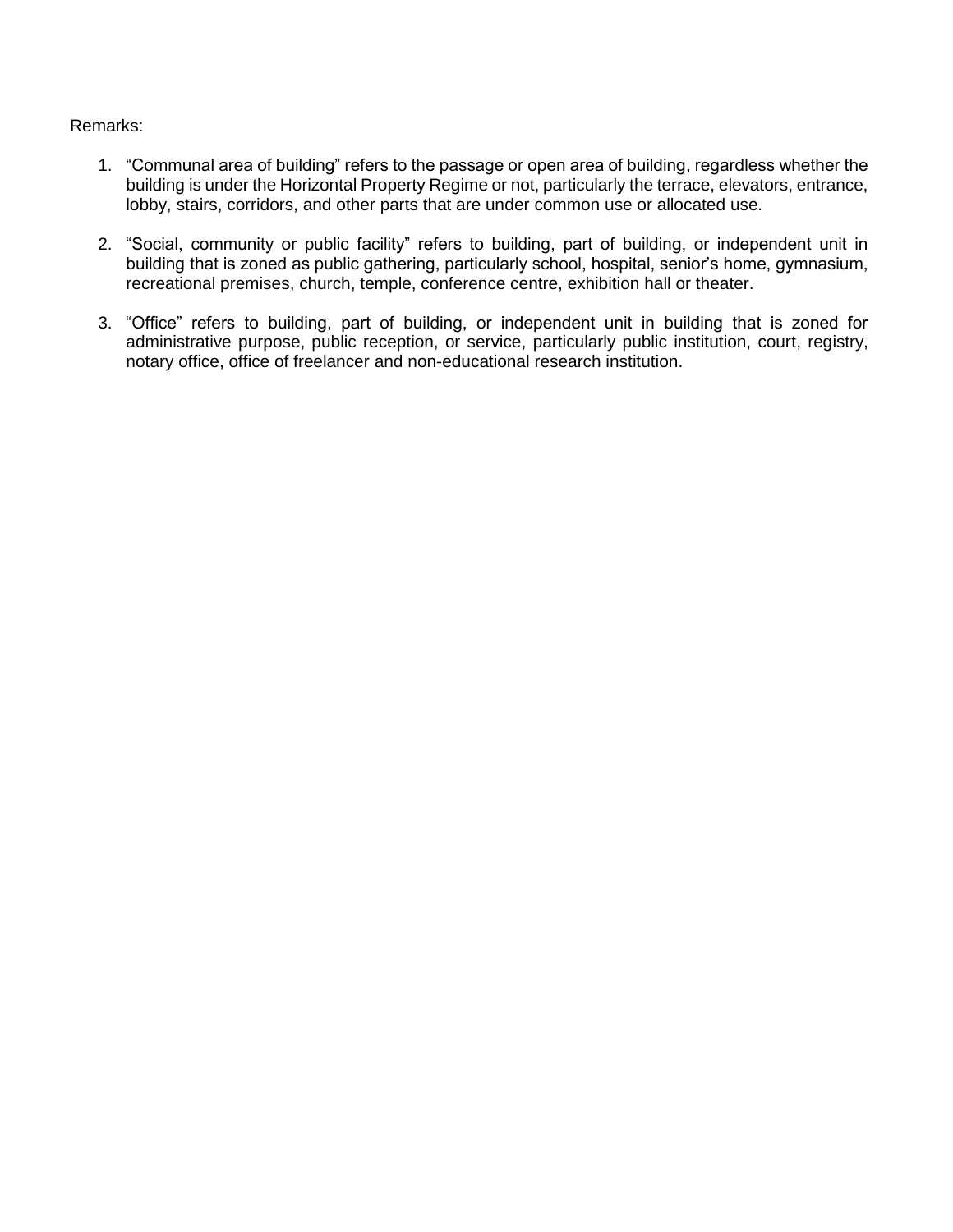Remarks:

1. “Communal area of building” refers to the passage or open area of building, regardless whether the building is under the Horizontal Property Regime or not, particularly the terrace, elevators, entrance, lobby, stairs, corridors, and other parts that are under common use or allocated use.

2. “Social, community or public facility” refers to building, part of building, or independent unit in building that is zoned as public gathering, particularly school, hospital, senior’s home, gymnasium, recreational premises, church, temple, conference centre, exhibition hall or theater.

3. “Office” refers to building, part of building, or independent unit in building that is zoned for administrative purpose, public reception, or service, particularly public institution, court, registry, notary office, office of freelancer and non-educational research institution.